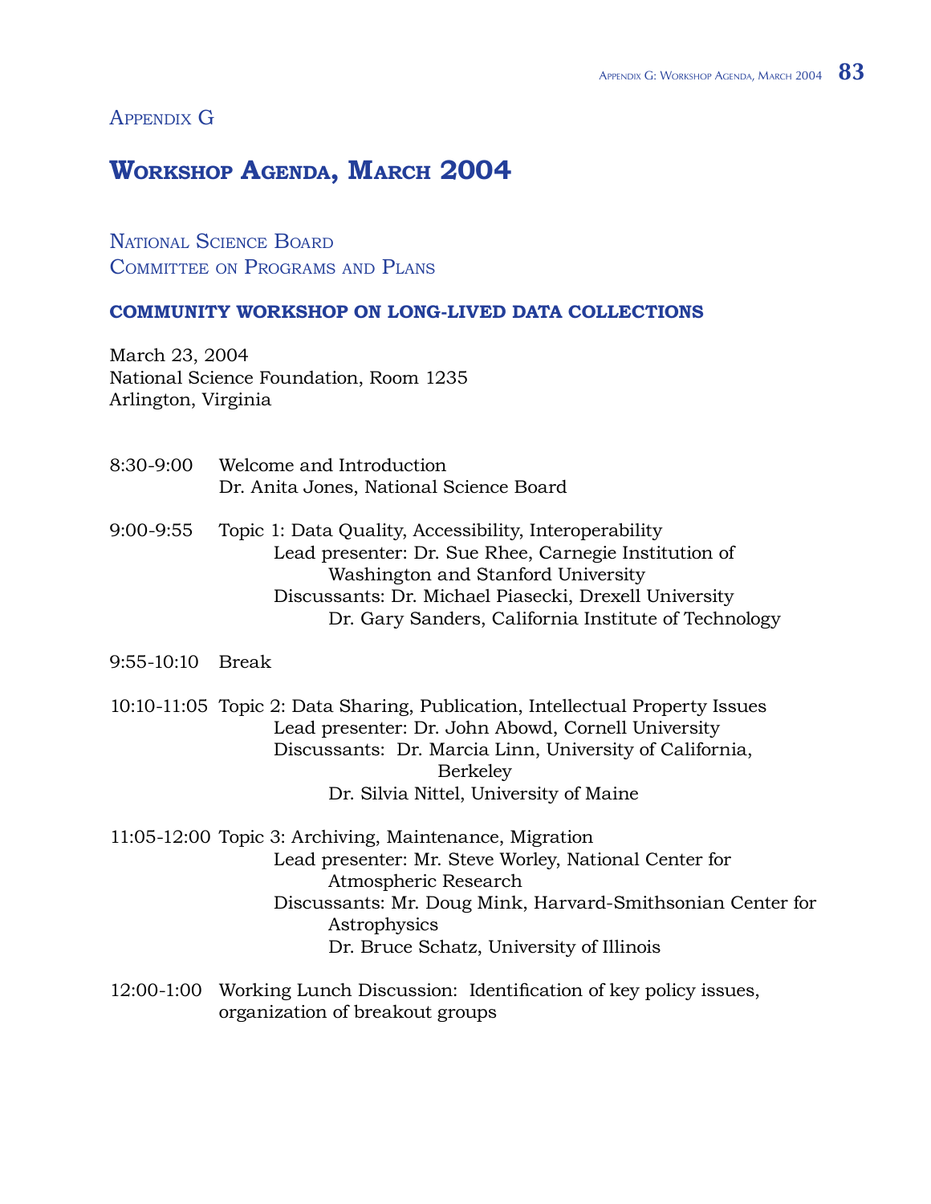Appendix G

# Workshop Agenda, March 2004

National Science Board
Committee on Programs and Plans

## COMMUNITY WORKSHOP ON LONG-LIVED DATA COLLECTIONS

March 23, 2004
National Science Foundation, Room 1235
Arlington, Virginia

8:30-9:00 Welcome and Introduction
Dr. Anita Jones, National Science Board

9:00-9:55 Topic 1: Data Quality, Accessibility, Interoperability
Lead presenter: Dr. Sue Rhee, Carnegie Institution of Washington and Stanford University
Discussants: Dr. Michael Piasecki, Drexell University
Dr. Gary Sanders, California Institute of Technology

9:55-10:10 Break

10:10-11:05 Topic 2: Data Sharing, Publication, Intellectual Property Issues
Lead presenter: Dr. John Abowd, Cornell University
Discussants: Dr. Marcia Linn, University of California, Berkeley
Dr. Silvia Nittel, University of Maine

11:05-12:00 Topic 3: Archiving, Maintenance, Migration
Lead presenter: Mr. Steve Worley, National Center for Atmospheric Research
Discussants: Mr. Doug Mink, Harvard-Smithsonian Center for Astrophysics
Dr. Bruce Schatz, University of Illinois

12:00-1:00 Working Lunch Discussion: Identification of key policy issues, organization of breakout groups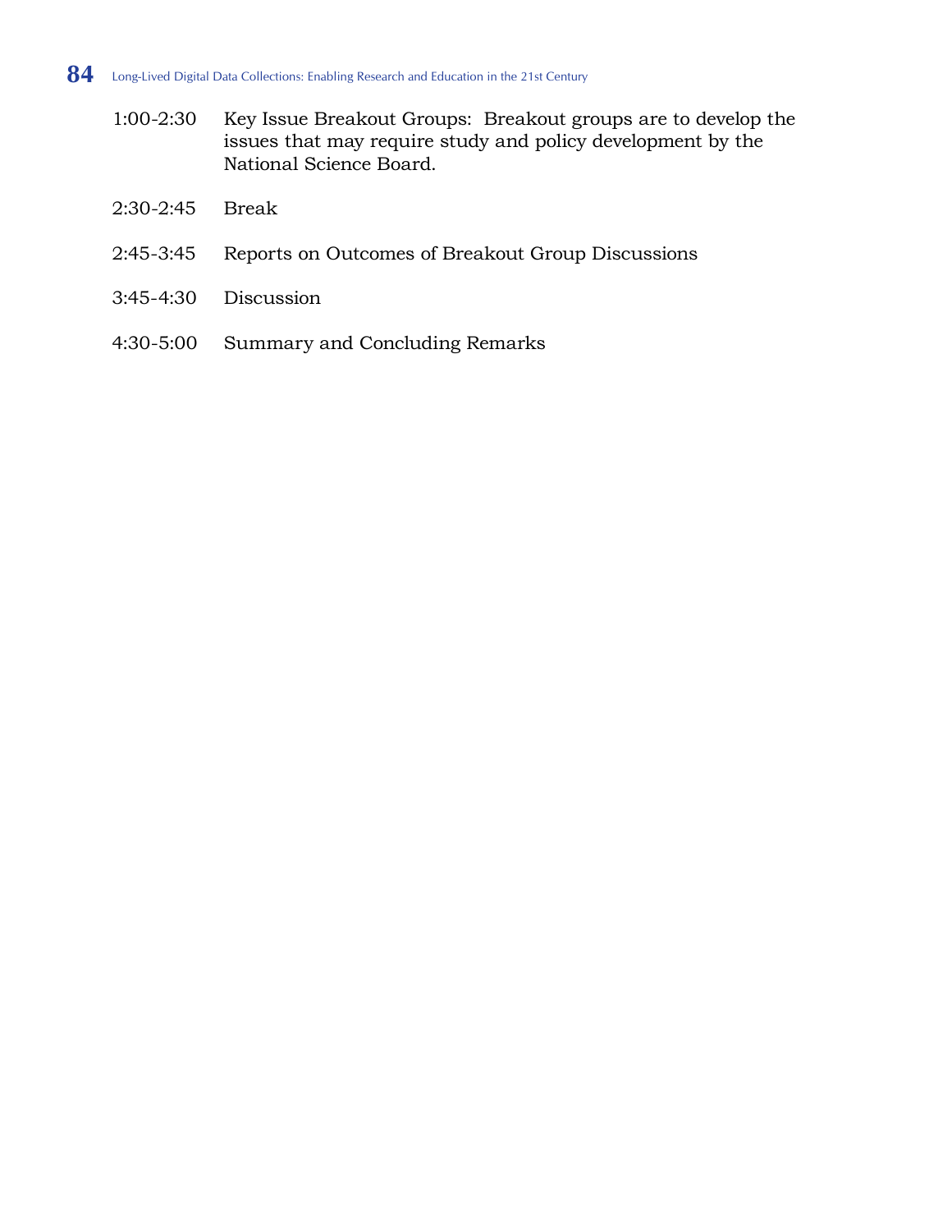1:00-2:30 Key Issue Breakout Groups: Breakout groups are to develop the issues that may require study and policy development by the National Science Board.

2:30-2:45 Break

2:45-3:45 Reports on Outcomes of Breakout Group Discussions

3:45-4:30 Discussion

4:30-5:00 Summary and Concluding Remarks